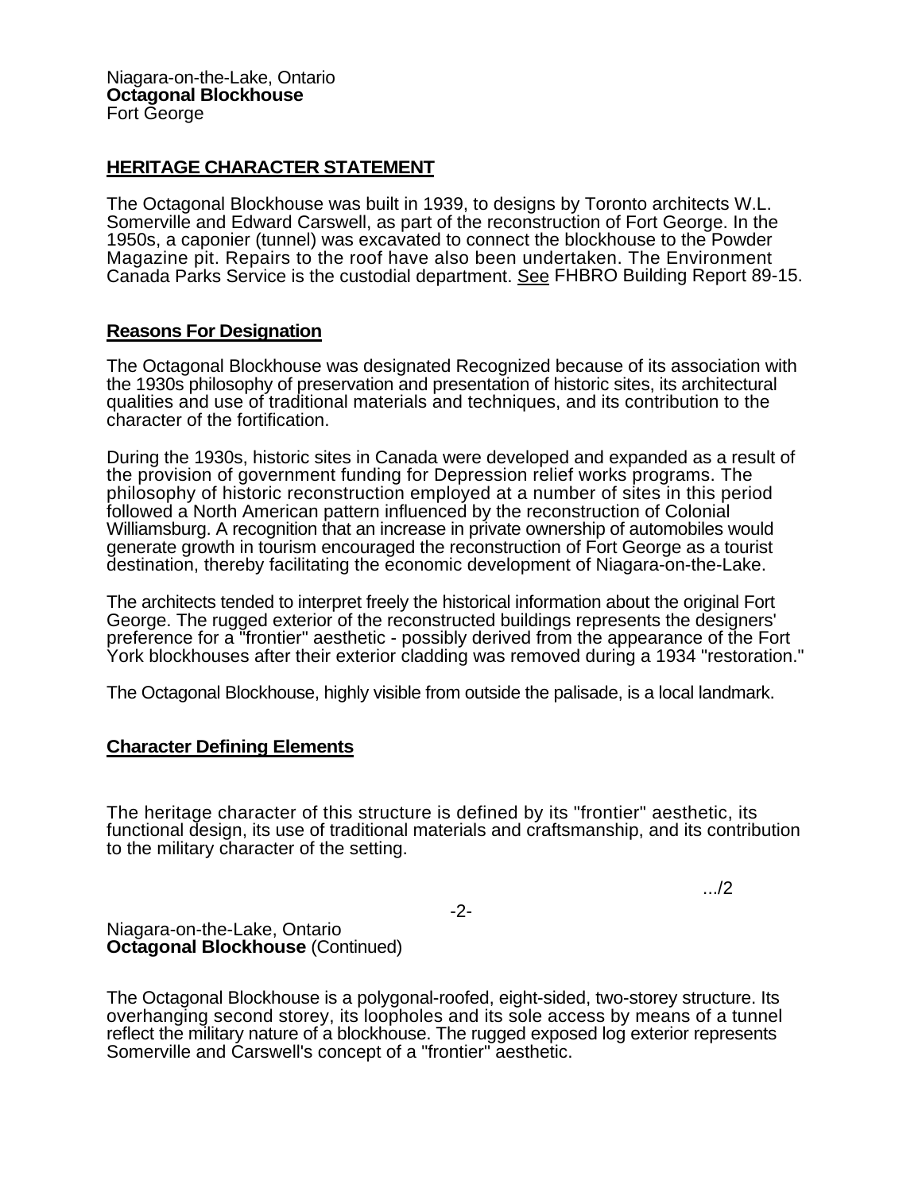Niagara-on-the-Lake, Ontario
**Octagonal Blockhouse**
Fort George

## HERITAGE CHARACTER STATEMENT

The Octagonal Blockhouse was built in 1939, to designs by Toronto architects W.L. Somerville and Edward Carswell, as part of the reconstruction of Fort George. In the 1950s, a caponier (tunnel) was excavated to connect the blockhouse to the Powder Magazine pit. Repairs to the roof have also been undertaken. The Environment Canada Parks Service is the custodial department. See FHBRO Building Report 89-15.

### Reasons For Designation

The Octagonal Blockhouse was designated Recognized because of its association with the 1930s philosophy of preservation and presentation of historic sites, its architectural qualities and use of traditional materials and techniques, and its contribution to the character of the fortification.

During the 1930s, historic sites in Canada were developed and expanded as a result of the provision of government funding for Depression relief works programs. The philosophy of historic reconstruction employed at a number of sites in this period followed a North American pattern influenced by the reconstruction of Colonial Williamsburg. A recognition that an increase in private ownership of automobiles would generate growth in tourism encouraged the reconstruction of Fort George as a tourist destination, thereby facilitating the economic development of Niagara-on-the-Lake.

The architects tended to interpret freely the historical information about the original Fort George. The rugged exterior of the reconstructed buildings represents the designers' preference for a "frontier" aesthetic - possibly derived from the appearance of the Fort York blockhouses after their exterior cladding was removed during a 1934 "restoration."

The Octagonal Blockhouse, highly visible from outside the palisade, is a local landmark.

### Character Defining Elements

The heritage character of this structure is defined by its "frontier" aesthetic, its functional design, its use of traditional materials and craftsmanship, and its contribution to the military character of the setting.

.../2

Niagara-on-the-Lake, Ontario
**Octagonal Blockhouse** (Continued)

The Octagonal Blockhouse is a polygonal-roofed, eight-sided, two-storey structure. Its overhanging second storey, its loopholes and its sole access by means of a tunnel reflect the military nature of a blockhouse. The rugged exposed log exterior represents Somerville and Carswell's concept of a "frontier" aesthetic.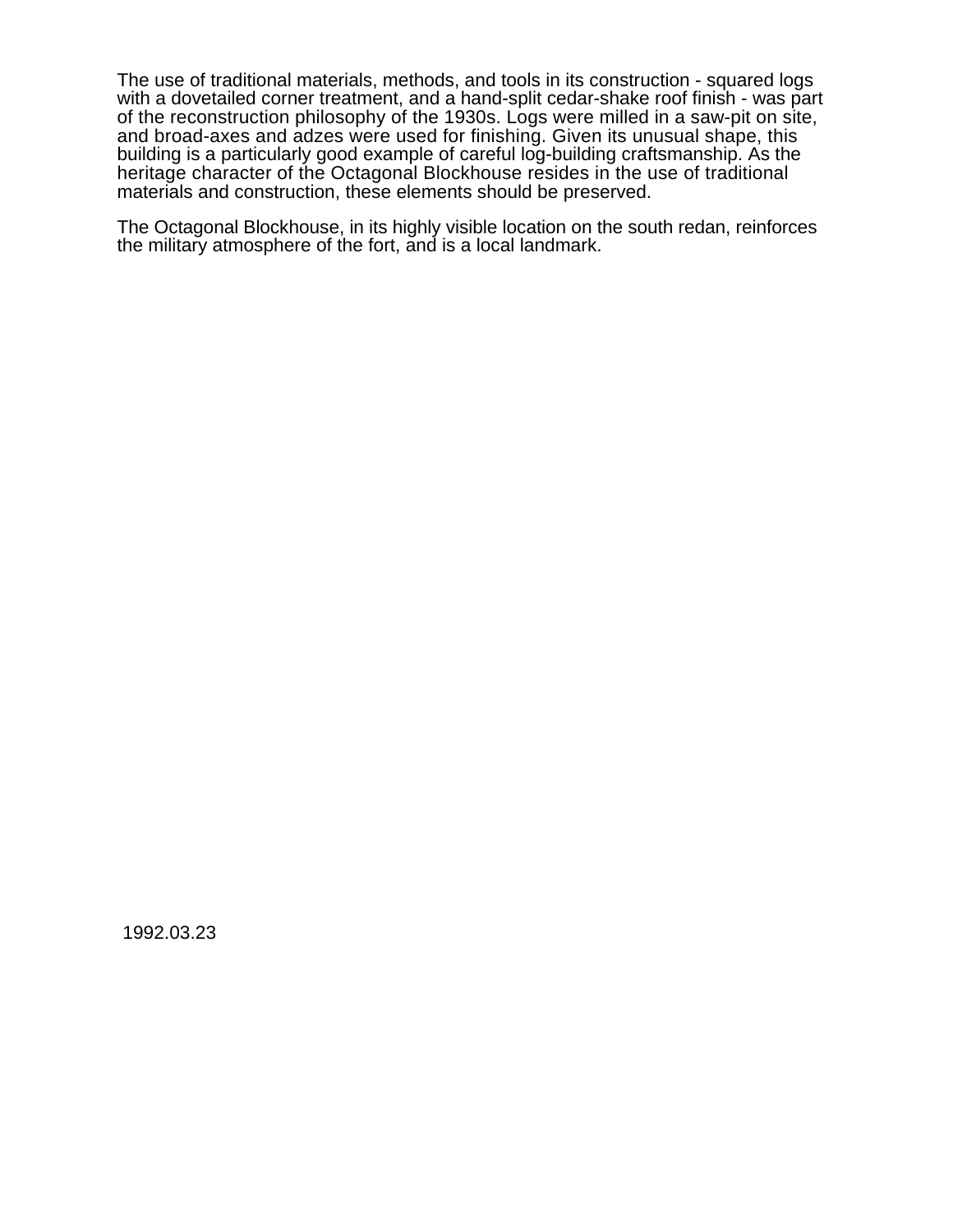The use of traditional materials, methods, and tools in its construction - squared logs with a dovetailed corner treatment, and a hand-split cedar-shake roof finish - was part of the reconstruction philosophy of the 1930s. Logs were milled in a saw-pit on site, and broad-axes and adzes were used for finishing. Given its unusual shape, this building is a particularly good example of careful log-building craftsmanship. As the heritage character of the Octagonal Blockhouse resides in the use of traditional materials and construction, these elements should be preserved.

The Octagonal Blockhouse, in its highly visible location on the south redan, reinforces the military atmosphere of the fort, and is a local landmark.

1992.03.23